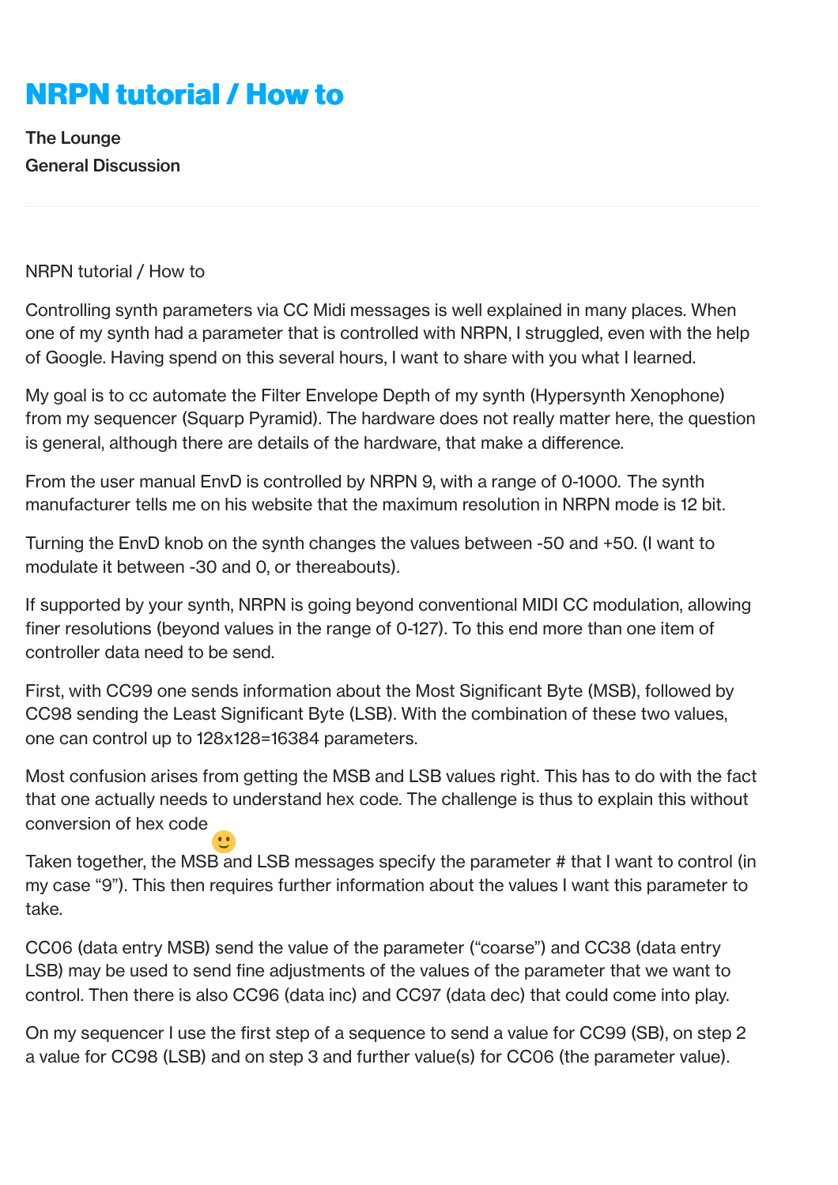# NRPN tutorial / How to

**The Lounge**
**General Discussion**

---

NRPN tutorial / How to

Controlling synth parameters via CC Midi messages is well explained in many places. When one of my synth had a parameter that is controlled with NRPN, I struggled, even with the help of Google. Having spend on this several hours, I want to share with you what I learned.

My goal is to cc automate the Filter Envelope Depth of my synth (Hypersynth Xenophone) from my sequencer (Squarp Pyramid). The hardware does not really matter here, the question is general, although there are details of the hardware, that make a difference.

From the user manual EnvD is controlled by NRPN 9, with a range of 0-1000. The synth manufacturer tells me on his website that the maximum resolution in NRPN mode is 12 bit.

Turning the EnvD knob on the synth changes the values between -50 and +50. (I want to modulate it between -30 and 0, or thereabouts).

If supported by your synth, NRPN is going beyond conventional MIDI CC modulation, allowing finer resolutions (beyond values in the range of 0-127). To this end more than one item of controller data need to be send.

First, with CC99 one sends information about the Most Significant Byte (MSB), followed by CC98 sending the Least Significant Byte (LSB). With the combination of these two values, one can control up to 128x128=16384 parameters.

Most confusion arises from getting the MSB and LSB values right. This has to do with the fact that one actually needs to understand hex code. The challenge is thus to explain this without conversion of hex code 🙂

Taken together, the MSB and LSB messages specify the parameter # that I want to control (in my case “9”). This then requires further information about the values I want this parameter to take.

CC06 (data entry MSB) send the value of the parameter (“coarse”) and CC38 (data entry LSB) may be used to send fine adjustments of the values of the parameter that we want to control. Then there is also CC96 (data inc) and CC97 (data dec) that could come into play.

On my sequencer I use the first step of a sequence to send a value for CC99 (SB), on step 2 a value for CC98 (LSB) and on step 3 and further value(s) for CC06 (the parameter value).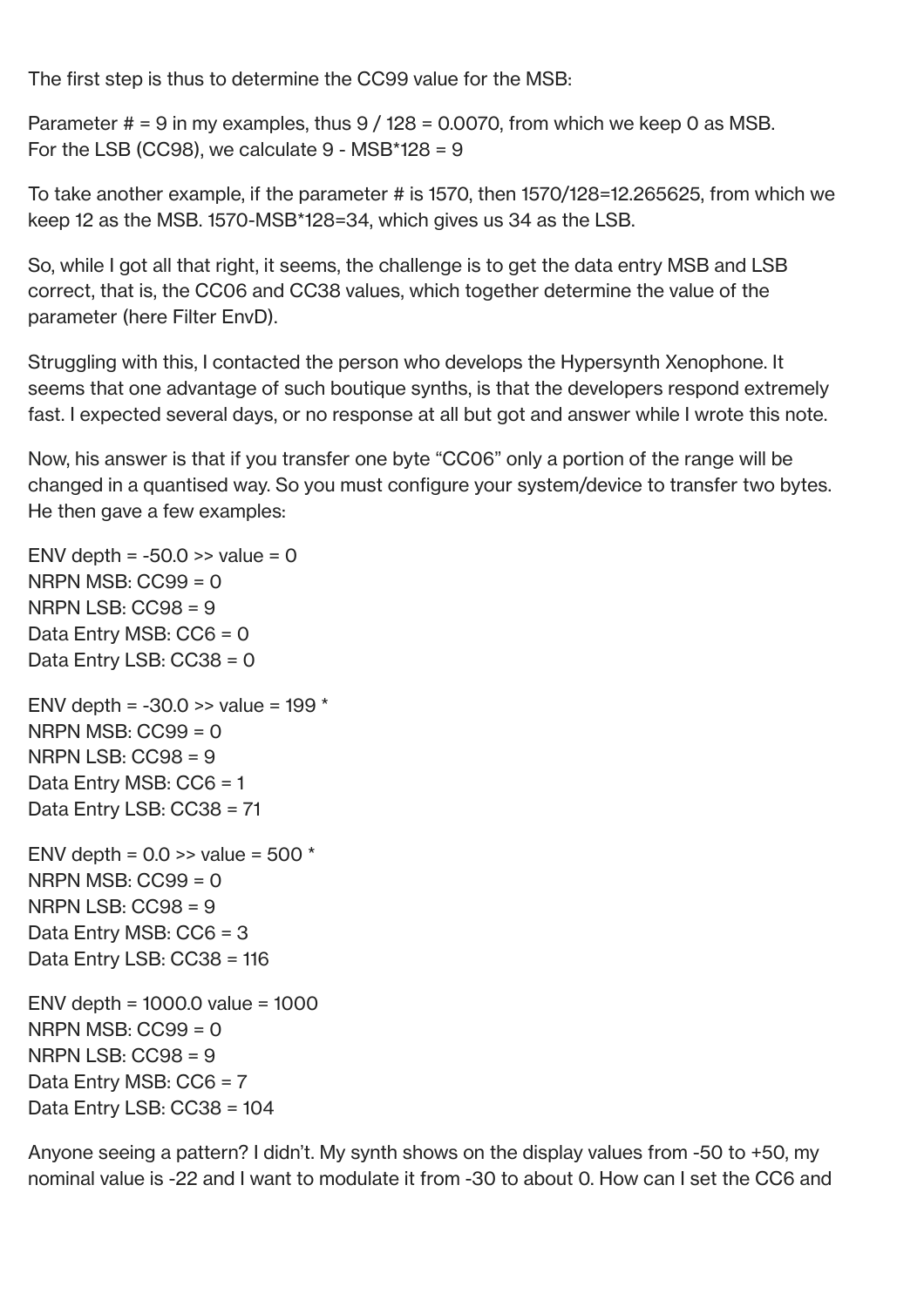The first step is thus to determine the CC99 value for the MSB:

Parameter # = 9 in my examples, thus 9 / 128 = 0.0070, from which we keep 0 as MSB.
For the LSB (CC98), we calculate 9 - MSB*128 = 9

To take another example, if the parameter # is 1570, then 1570/128=12.265625, from which we keep 12 as the MSB. 1570-MSB*128=34, which gives us 34 as the LSB.

So, while I got all that right, it seems, the challenge is to get the data entry MSB and LSB correct, that is, the CC06 and CC38 values, which together determine the value of the parameter (here Filter EnvD).

Struggling with this, I contacted the person who develops the Hypersynth Xenophone. It seems that one advantage of such boutique synths, is that the developers respond extremely fast. I expected several days, or no response at all but got and answer while I wrote this note.

Now, his answer is that if you transfer one byte “CC06” only a portion of the range will be changed in a quantised way. So you must configure your system/device to transfer two bytes. He then gave a few examples:

ENV depth = -50.0 >> value = 0
NRPN MSB: CC99 = 0
NRPN LSB: CC98 = 9
Data Entry MSB: CC6 = 0
Data Entry LSB: CC38 = 0

ENV depth = -30.0 >> value = 199 *
NRPN MSB: CC99 = 0
NRPN LSB: CC98 = 9
Data Entry MSB: CC6 = 1
Data Entry LSB: CC38 = 71

ENV depth = 0.0 >> value = 500 *
NRPN MSB: CC99 = 0
NRPN LSB: CC98 = 9
Data Entry MSB: CC6 = 3
Data Entry LSB: CC38 = 116

ENV depth = 1000.0 value = 1000
NRPN MSB: CC99 = 0
NRPN LSB: CC98 = 9
Data Entry MSB: CC6 = 7
Data Entry LSB: CC38 = 104

Anyone seeing a pattern? I didn’t. My synth shows on the display values from -50 to +50, my nominal value is -22 and I want to modulate it from -30 to about 0. How can I set the CC6 and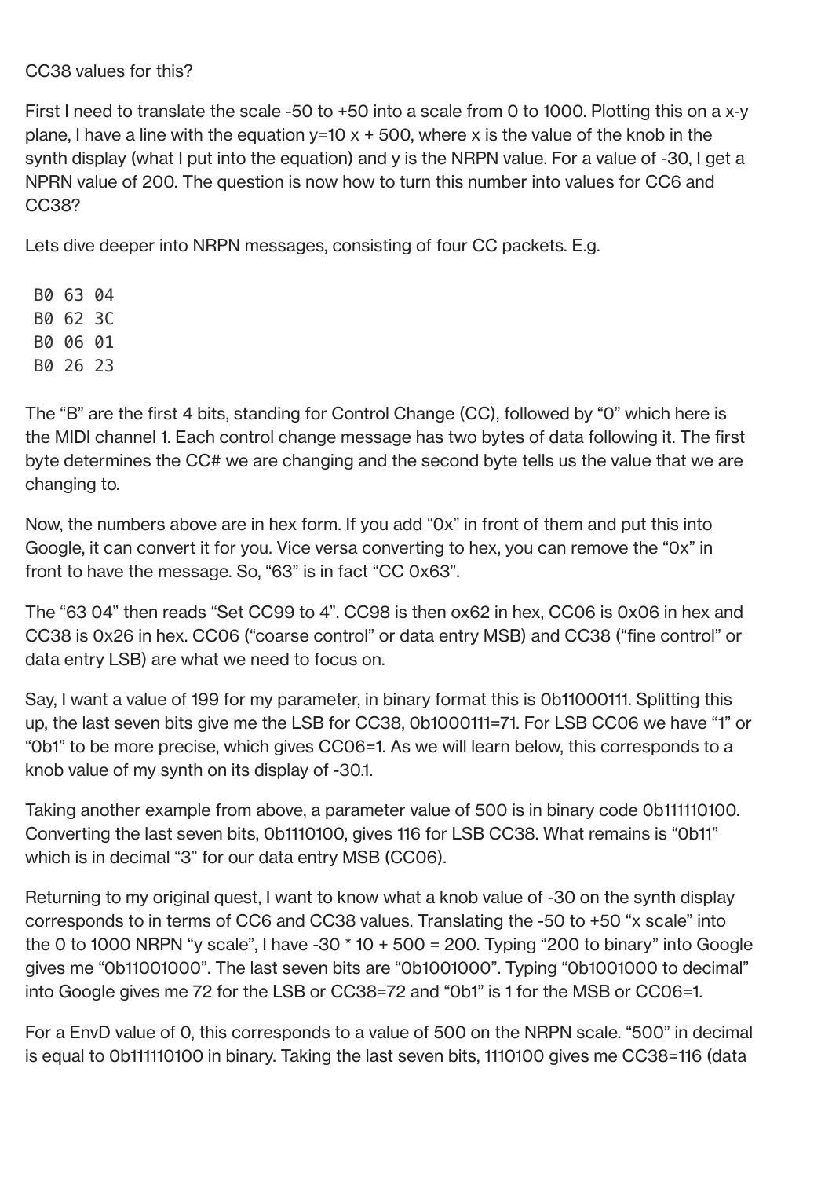CC38 values for this?

First I need to translate the scale -50 to +50 into a scale from 0 to 1000. Plotting this on a x-y plane, I have a line with the equation $y=10x + 500$, where x is the value of the knob in the synth display (what I put into the equation) and y is the NRPN value. For a value of -30, I get a NPRN value of 200. The question is now how to turn this number into values for CC6 and CC38?

Lets dive deeper into NRPN messages, consisting of four CC packets. E.g.

```
B0 63 04
B0 62 3C
B0 06 01
B0 26 23
```

The "B" are the first 4 bits, standing for Control Change (CC), followed by "0" which here is the MIDI channel 1. Each control change message has two bytes of data following it. The first byte determines the CC# we are changing and the second byte tells us the value that we are changing to.

Now, the numbers above are in hex form. If you add "0x" in front of them and put this into Google, it can convert it for you. Vice versa converting to hex, you can remove the "0x" in front to have the message. So, "63" is in fact "CC 0x63".

The "63 04" then reads "Set CC99 to 4". CC98 is then ox62 in hex, CC06 is 0x06 in hex and CC38 is 0x26 in hex. CC06 ("coarse control" or data entry MSB) and CC38 ("fine control" or data entry LSB) are what we need to focus on.

Say, I want a value of 199 for my parameter, in binary format this is 0b11000111. Splitting this up, the last seven bits give me the LSB for CC38, 0b1000111=71. For LSB CC06 we have "1" or "0b1" to be more precise, which gives CC06=1. As we will learn below, this corresponds to a knob value of my synth on its display of -30.1.

Taking another example from above, a parameter value of 500 is in binary code 0b111110100. Converting the last seven bits, 0b1110100, gives 116 for LSB CC38. What remains is "0b11" which is in decimal "3" for our data entry MSB (CC06).

Returning to my original quest, I want to know what a knob value of -30 on the synth display corresponds to in terms of CC6 and CC38 values. Translating the -50 to +50 "x scale" into the 0 to 1000 NRPN "y scale", I have $-30 * 10 + 500 = 200$. Typing "200 to binary" into Google gives me "0b11001000". The last seven bits are "0b1001000". Typing "0b1001000 to decimal" into Google gives me 72 for the LSB or CC38=72 and "0b1" is 1 for the MSB or CC06=1.

For a EnvD value of 0, this corresponds to a value of 500 on the NRPN scale. "500" in decimal is equal to 0b111110100 in binary. Taking the last seven bits, 1110100 gives me CC38=116 (data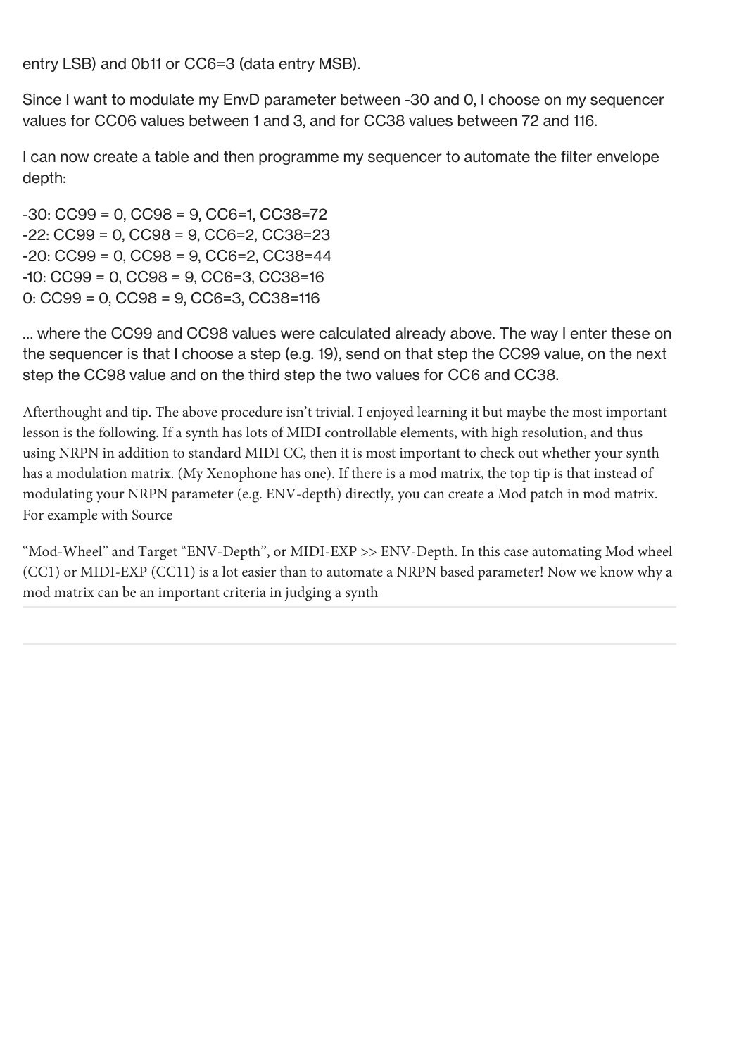entry LSB) and 0b11 or CC6=3 (data entry MSB).

Since I want to modulate my EnvD parameter between -30 and 0, I choose on my sequencer values for CC06 values between 1 and 3, and for CC38 values between 72 and 116.

I can now create a table and then programme my sequencer to automate the filter envelope depth:

-30: CC99 = 0, CC98 = 9, CC6=1, CC38=72  
-22: CC99 = 0, CC98 = 9, CC6=2, CC38=23  
-20: CC99 = 0, CC98 = 9, CC6=2, CC38=44  
-10: CC99 = 0, CC98 = 9, CC6=3, CC38=16  
0: CC99 = 0, CC98 = 9, CC6=3, CC38=116

... where the CC99 and CC98 values were calculated already above. The way I enter these on the sequencer is that I choose a step (e.g. 19), send on that step the CC99 value, on the next step the CC98 value and on the third step the two values for CC6 and CC38.

Afterthought and tip. The above procedure isn't trivial. I enjoyed learning it but maybe the most important lesson is the following. If a synth has lots of MIDI controllable elements, with high resolution, and thus using NRPN in addition to standard MIDI CC, then it is most important to check out whether your synth has a modulation matrix. (My Xenophone has one). If there is a mod matrix, the top tip is that instead of modulating your NRPN parameter (e.g. ENV-depth) directly, you can create a Mod patch in mod matrix. For example with Source

"Mod-Wheel" and Target "ENV-Depth", or MIDI-EXP >> ENV-Depth. In this case automating Mod wheel (CC1) or MIDI-EXP (CC11) is a lot easier than to automate a NRPN based parameter! Now we know why a mod matrix can be an important criteria in judging a synth